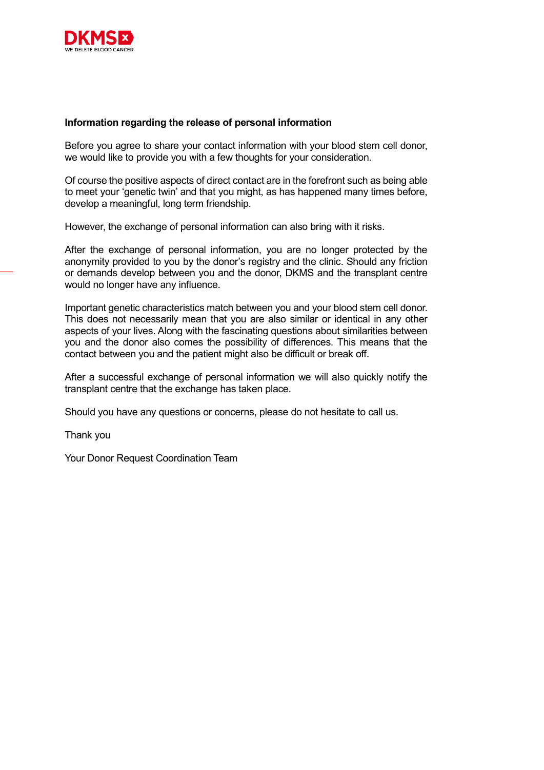DKMS
WE DELETE BLOOD CANCER

**Information regarding the release of personal information**

Before you agree to share your contact information with your blood stem cell donor, we would like to provide you with a few thoughts for your consideration.

Of course the positive aspects of direct contact are in the forefront such as being able to meet your 'genetic twin' and that you might, as has happened many times before, develop a meaningful, long term friendship.

However, the exchange of personal information can also bring with it risks.

After the exchange of personal information, you are no longer protected by the anonymity provided to you by the donor's registry and the clinic. Should any friction or demands develop between you and the donor, DKMS and the transplant centre would no longer have any influence.

Important genetic characteristics match between you and your blood stem cell donor. This does not necessarily mean that you are also similar or identical in any other aspects of your lives. Along with the fascinating questions about similarities between you and the donor also comes the possibility of differences. This means that the contact between you and the patient might also be difficult or break off.

After a successful exchange of personal information we will also quickly notify the transplant centre that the exchange has taken place.

Should you have any questions or concerns, please do not hesitate to call us.

Thank you

Your Donor Request Coordination Team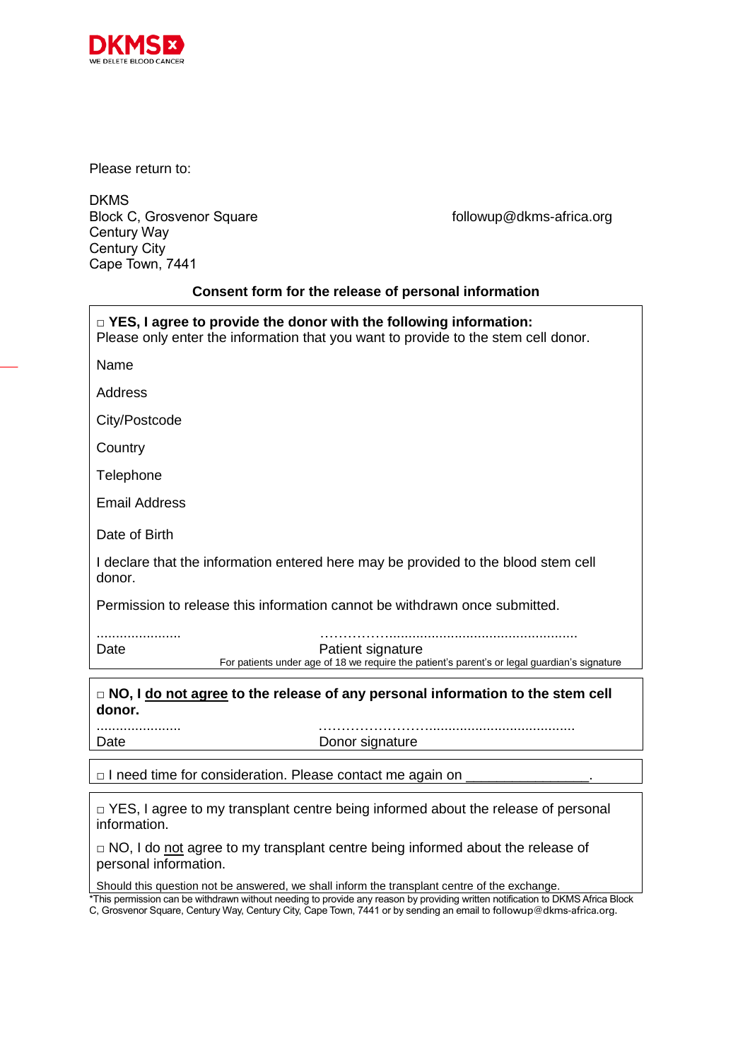DKMS
WE DELETE BLOOD CANCER

Please return to:

DKMS
Block C, Grosvenor Square
Century Way
Century City
Cape Town, 7441

followup@dkms-africa.org

**Consent form for the release of personal information**

□ **YES, I agree to provide the donor with the following information:**
Please only enter the information that you want to provide to the stem cell donor.

Name

Address

City/Postcode

Country

Telephone

Email Address

Date of Birth

I declare that the information entered here may be provided to the blood stem cell donor.

Permission to release this information cannot be withdrawn once submitted.

...................... ……………...............................................

Date Patient signature

For patients under age of 18 we require the patient's parent's or legal guardian's signature

□ **NO, I do not agree to the release of any personal information to the stem cell donor.**

...................... ………………………......................................

Date Donor signature

□ I need time for consideration. Please contact me again on ________________.

□ YES, I agree to my transplant centre being informed about the release of personal information.

□ NO, I do not agree to my transplant centre being informed about the release of personal information.

Should this question not be answered, we shall inform the transplant centre of the exchange.

*This permission can be withdrawn without needing to provide any reason by providing written notification to DKMS Africa Block C, Grosvenor Square, Century Way, Century City, Cape Town, 7441 or by sending an email to followup@dkms-africa.org.